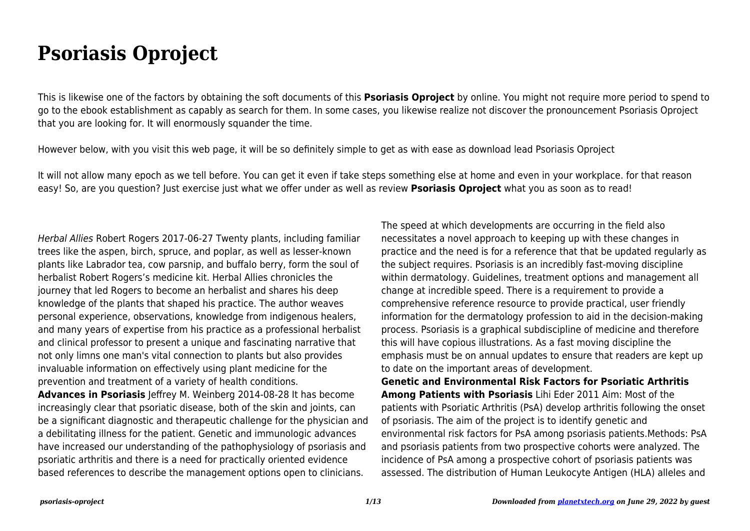# Psoriasis Oproject

This is likewise one of the factors by obtaining the soft documents of this **Psoriasis Oproject** by online. You might not require more period to spend to go to the ebook establishment as capably as search for them. In some cases, you likewise realize not discover the pronouncement Psoriasis Oproject that you are looking for. It will enormously squander the time.

However below, with you visit this web page, it will be so definitely simple to get as with ease as download lead Psoriasis Oproject

It will not allow many epoch as we tell before. You can get it even if take steps something else at home and even in your workplace. for that reason easy! So, are you question? Just exercise just what we offer under as well as review **Psoriasis Oproject** what you as soon as to read!

*Herbal Allies* Robert Rogers 2017-06-27 Twenty plants, including familiar trees like the aspen, birch, spruce, and poplar, as well as lesser-known plants like Labrador tea, cow parsnip, and buffalo berry, form the soul of herbalist Robert Rogers's medicine kit. Herbal Allies chronicles the journey that led Rogers to become an herbalist and shares his deep knowledge of the plants that shaped his practice. The author weaves personal experience, observations, knowledge from indigenous healers, and many years of expertise from his practice as a professional herbalist and clinical professor to present a unique and fascinating narrative that not only limns one man's vital connection to plants but also provides invaluable information on effectively using plant medicine for the prevention and treatment of a variety of health conditions.

**Advances in Psoriasis** Jeffrey M. Weinberg 2014-08-28 It has become increasingly clear that psoriatic disease, both of the skin and joints, can be a significant diagnostic and therapeutic challenge for the physician and a debilitating illness for the patient. Genetic and immunologic advances have increased our understanding of the pathophysiology of psoriasis and psoriatic arthritis and there is a need for practically oriented evidence based references to describe the management options open to clinicians. The speed at which developments are occurring in the field also necessitates a novel approach to keeping up with these changes in practice and the need is for a reference that that be updated regularly as the subject requires. Psoriasis is an incredibly fast-moving discipline within dermatology. Guidelines, treatment options and management all change at incredible speed. There is a requirement to provide a comprehensive reference resource to provide practical, user friendly information for the dermatology profession to aid in the decision-making process. Psoriasis is a graphical subdiscipline of medicine and therefore this will have copious illustrations. As a fast moving discipline the emphasis must be on annual updates to ensure that readers are kept up to date on the important areas of development.

**Genetic and Environmental Risk Factors for Psoriatic Arthritis Among Patients with Psoriasis** Lihi Eder 2011 Aim: Most of the patients with Psoriatic Arthritis (PsA) develop arthritis following the onset of psoriasis. The aim of the project is to identify genetic and environmental risk factors for PsA among psoriasis patients.Methods: PsA and psoriasis patients from two prospective cohorts were analyzed. The incidence of PsA among a prospective cohort of psoriasis patients was assessed. The distribution of Human Leukocyte Antigen (HLA) alleles and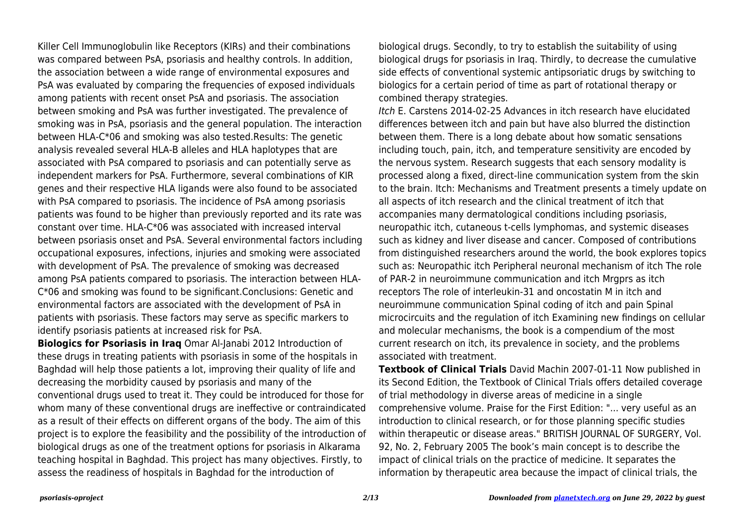Killer Cell Immunoglobulin like Receptors (KIRs) and their combinations was compared between PsA, psoriasis and healthy controls. In addition, the association between a wide range of environmental exposures and PsA was evaluated by comparing the frequencies of exposed individuals among patients with recent onset PsA and psoriasis. The association between smoking and PsA was further investigated. The prevalence of smoking was in PsA, psoriasis and the general population. The interaction between HLA-C*06 and smoking was also tested.Results: The genetic analysis revealed several HLA-B alleles and HLA haplotypes that are associated with PsA compared to psoriasis and can potentially serve as independent markers for PsA. Furthermore, several combinations of KIR genes and their respective HLA ligands were also found to be associated with PsA compared to psoriasis. The incidence of PsA among psoriasis patients was found to be higher than previously reported and its rate was constant over time. HLA-C*06 was associated with increased interval between psoriasis onset and PsA. Several environmental factors including occupational exposures, infections, injuries and smoking were associated with development of PsA. The prevalence of smoking was decreased among PsA patients compared to psoriasis. The interaction between HLA-C*06 and smoking was found to be significant.Conclusions: Genetic and environmental factors are associated with the development of PsA in patients with psoriasis. These factors may serve as specific markers to identify psoriasis patients at increased risk for PsA.

**Biologics for Psoriasis in Iraq** Omar Al-Janabi 2012 Introduction of these drugs in treating patients with psoriasis in some of the hospitals in Baghdad will help those patients a lot, improving their quality of life and decreasing the morbidity caused by psoriasis and many of the conventional drugs used to treat it. They could be introduced for those for whom many of these conventional drugs are ineffective or contraindicated as a result of their effects on different organs of the body. The aim of this project is to explore the feasibility and the possibility of the introduction of biological drugs as one of the treatment options for psoriasis in Alkarama teaching hospital in Baghdad. This project has many objectives. Firstly, to assess the readiness of hospitals in Baghdad for the introduction of biological drugs. Secondly, to try to establish the suitability of using biological drugs for psoriasis in Iraq. Thirdly, to decrease the cumulative side effects of conventional systemic antipsoriatic drugs by switching to biologics for a certain period of time as part of rotational therapy or combined therapy strategies.

*Itch* E. Carstens 2014-02-25 Advances in itch research have elucidated differences between itch and pain but have also blurred the distinction between them. There is a long debate about how somatic sensations including touch, pain, itch, and temperature sensitivity are encoded by the nervous system. Research suggests that each sensory modality is processed along a fixed, direct-line communication system from the skin to the brain. Itch: Mechanisms and Treatment presents a timely update on all aspects of itch research and the clinical treatment of itch that accompanies many dermatological conditions including psoriasis, neuropathic itch, cutaneous t-cells lymphomas, and systemic diseases such as kidney and liver disease and cancer. Composed of contributions from distinguished researchers around the world, the book explores topics such as: Neuropathic itch Peripheral neuronal mechanism of itch The role of PAR-2 in neuroimmune communication and itch Mrgprs as itch receptors The role of interleukin-31 and oncostatin M in itch and neuroimmune communication Spinal coding of itch and pain Spinal microcircuits and the regulation of itch Examining new findings on cellular and molecular mechanisms, the book is a compendium of the most current research on itch, its prevalence in society, and the problems associated with treatment.

**Textbook of Clinical Trials** David Machin 2007-01-11 Now published in its Second Edition, the Textbook of Clinical Trials offers detailed coverage of trial methodology in diverse areas of medicine in a single comprehensive volume. Praise for the First Edition: "... very useful as an introduction to clinical research, or for those planning specific studies within therapeutic or disease areas." BRITISH JOURNAL OF SURGERY, Vol. 92, No. 2, February 2005 The book's main concept is to describe the impact of clinical trials on the practice of medicine. It separates the information by therapeutic area because the impact of clinical trials, the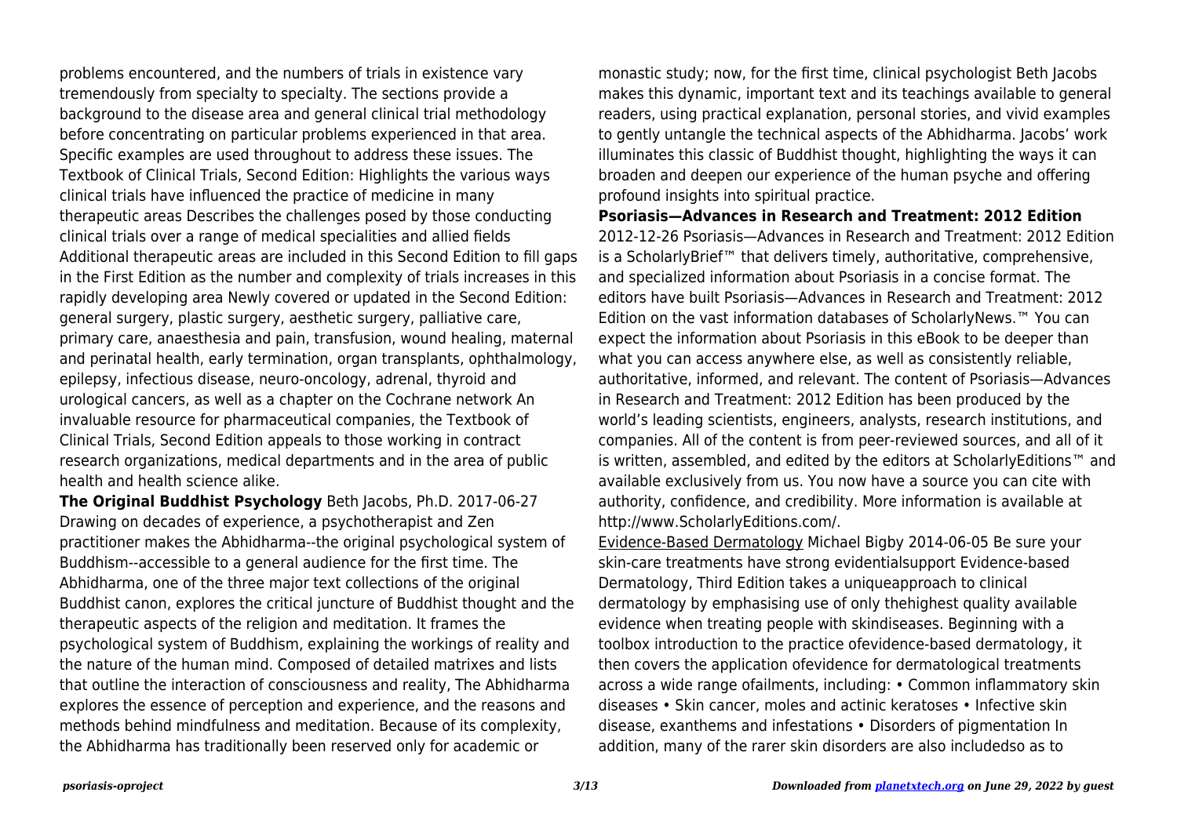problems encountered, and the numbers of trials in existence vary tremendously from specialty to specialty. The sections provide a background to the disease area and general clinical trial methodology before concentrating on particular problems experienced in that area. Specific examples are used throughout to address these issues. The Textbook of Clinical Trials, Second Edition: Highlights the various ways clinical trials have influenced the practice of medicine in many therapeutic areas Describes the challenges posed by those conducting clinical trials over a range of medical specialities and allied fields Additional therapeutic areas are included in this Second Edition to fill gaps in the First Edition as the number and complexity of trials increases in this rapidly developing area Newly covered or updated in the Second Edition: general surgery, plastic surgery, aesthetic surgery, palliative care, primary care, anaesthesia and pain, transfusion, wound healing, maternal and perinatal health, early termination, organ transplants, ophthalmology, epilepsy, infectious disease, neuro-oncology, adrenal, thyroid and urological cancers, as well as a chapter on the Cochrane network An invaluable resource for pharmaceutical companies, the Textbook of Clinical Trials, Second Edition appeals to those working in contract research organizations, medical departments and in the area of public health and health science alike.

**The Original Buddhist Psychology** Beth Jacobs, Ph.D. 2017-06-27 Drawing on decades of experience, a psychotherapist and Zen practitioner makes the Abhidharma--the original psychological system of Buddhism--accessible to a general audience for the first time. The Abhidharma, one of the three major text collections of the original Buddhist canon, explores the critical juncture of Buddhist thought and the therapeutic aspects of the religion and meditation. It frames the psychological system of Buddhism, explaining the workings of reality and the nature of the human mind. Composed of detailed matrixes and lists that outline the interaction of consciousness and reality, The Abhidharma explores the essence of perception and experience, and the reasons and methods behind mindfulness and meditation. Because of its complexity, the Abhidharma has traditionally been reserved only for academic or monastic study; now, for the first time, clinical psychologist Beth Jacobs makes this dynamic, important text and its teachings available to general readers, using practical explanation, personal stories, and vivid examples to gently untangle the technical aspects of the Abhidharma. Jacobs' work illuminates this classic of Buddhist thought, highlighting the ways it can broaden and deepen our experience of the human psyche and offering profound insights into spiritual practice.

**Psoriasis—Advances in Research and Treatment: 2012 Edition** 2012-12-26 Psoriasis—Advances in Research and Treatment: 2012 Edition is a ScholarlyBrief™ that delivers timely, authoritative, comprehensive, and specialized information about Psoriasis in a concise format. The editors have built Psoriasis—Advances in Research and Treatment: 2012 Edition on the vast information databases of ScholarlyNews.™ You can expect the information about Psoriasis in this eBook to be deeper than what you can access anywhere else, as well as consistently reliable, authoritative, informed, and relevant. The content of Psoriasis—Advances in Research and Treatment: 2012 Edition has been produced by the world's leading scientists, engineers, analysts, research institutions, and companies. All of the content is from peer-reviewed sources, and all of it is written, assembled, and edited by the editors at ScholarlyEditions™ and available exclusively from us. You now have a source you can cite with authority, confidence, and credibility. More information is available at http://www.ScholarlyEditions.com/.

Evidence-Based Dermatology Michael Bigby 2014-06-05 Be sure your skin-care treatments have strong evidentialsupport Evidence-based Dermatology, Third Edition takes a uniqueapproach to clinical dermatology by emphasising use of only thehighest quality available evidence when treating people with skindiseases. Beginning with a toolbox introduction to the practice ofevidence-based dermatology, it then covers the application ofevidence for dermatological treatments across a wide range ofailments, including: • Common inflammatory skin diseases • Skin cancer, moles and actinic keratoses • Infective skin disease, exanthems and infestations • Disorders of pigmentation In addition, many of the rarer skin disorders are also includedso as to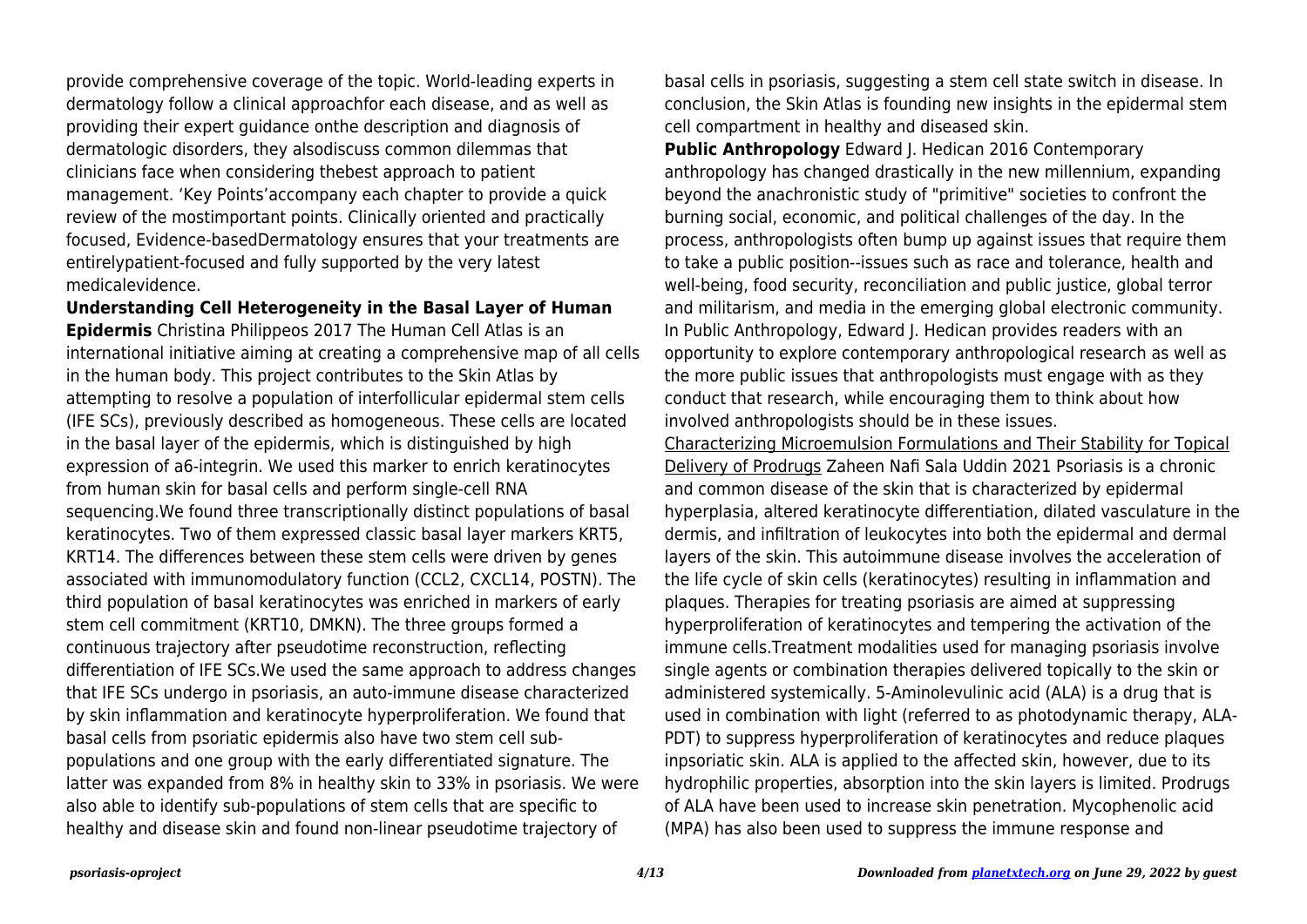provide comprehensive coverage of the topic. World-leading experts in dermatology follow a clinical approachfor each disease, and as well as providing their expert guidance onthe description and diagnosis of dermatologic disorders, they alsodiscuss common dilemmas that clinicians face when considering thebest approach to patient management. 'Key Points'accompany each chapter to provide a quick review of the mostimportant points. Clinically oriented and practically focused, Evidence-basedDermatology ensures that your treatments are entirelypatient-focused and fully supported by the very latest medicalevidence.

**Understanding Cell Heterogeneity in the Basal Layer of Human Epidermis** Christina Philippeos 2017 The Human Cell Atlas is an international initiative aiming at creating a comprehensive map of all cells in the human body. This project contributes to the Skin Atlas by attempting to resolve a population of interfollicular epidermal stem cells (IFE SCs), previously described as homogeneous. These cells are located in the basal layer of the epidermis, which is distinguished by high expression of a6-integrin. We used this marker to enrich keratinocytes from human skin for basal cells and perform single-cell RNA sequencing.We found three transcriptionally distinct populations of basal keratinocytes. Two of them expressed classic basal layer markers KRT5, KRT14. The differences between these stem cells were driven by genes associated with immunomodulatory function (CCL2, CXCL14, POSTN). The third population of basal keratinocytes was enriched in markers of early stem cell commitment (KRT10, DMKN). The three groups formed a continuous trajectory after pseudotime reconstruction, reflecting differentiation of IFE SCs.We used the same approach to address changes that IFE SCs undergo in psoriasis, an auto-immune disease characterized by skin inflammation and keratinocyte hyperproliferation. We found that basal cells from psoriatic epidermis also have two stem cell sub-populations and one group with the early differentiated signature. The latter was expanded from 8% in healthy skin to 33% in psoriasis. We were also able to identify sub-populations of stem cells that are specific to healthy and disease skin and found non-linear pseudotime trajectory of basal cells in psoriasis, suggesting a stem cell state switch in disease. In conclusion, the Skin Atlas is founding new insights in the epidermal stem cell compartment in healthy and diseased skin.

**Public Anthropology** Edward J. Hedican 2016 Contemporary anthropology has changed drastically in the new millennium, expanding beyond the anachronistic study of "primitive" societies to confront the burning social, economic, and political challenges of the day. In the process, anthropologists often bump up against issues that require them to take a public position--issues such as race and tolerance, health and well-being, food security, reconciliation and public justice, global terror and militarism, and media in the emerging global electronic community. In Public Anthropology, Edward J. Hedican provides readers with an opportunity to explore contemporary anthropological research as well as the more public issues that anthropologists must engage with as they conduct that research, while encouraging them to think about how involved anthropologists should be in these issues.

Characterizing Microemulsion Formulations and Their Stability for Topical Delivery of Prodrugs Zaheen Nafi Sala Uddin 2021 Psoriasis is a chronic and common disease of the skin that is characterized by epidermal hyperplasia, altered keratinocyte differentiation, dilated vasculature in the dermis, and infiltration of leukocytes into both the epidermal and dermal layers of the skin. This autoimmune disease involves the acceleration of the life cycle of skin cells (keratinocytes) resulting in inflammation and plaques. Therapies for treating psoriasis are aimed at suppressing hyperproliferation of keratinocytes and tempering the activation of the immune cells.Treatment modalities used for managing psoriasis involve single agents or combination therapies delivered topically to the skin or administered systemically. 5-Aminolevulinic acid (ALA) is a drug that is used in combination with light (referred to as photodynamic therapy, ALA-PDT) to suppress hyperproliferation of keratinocytes and reduce plaques inpsoriatic skin. ALA is applied to the affected skin, however, due to its hydrophilic properties, absorption into the skin layers is limited. Prodrugs of ALA have been used to increase skin penetration. Mycophenolic acid (MPA) has also been used to suppress the immune response and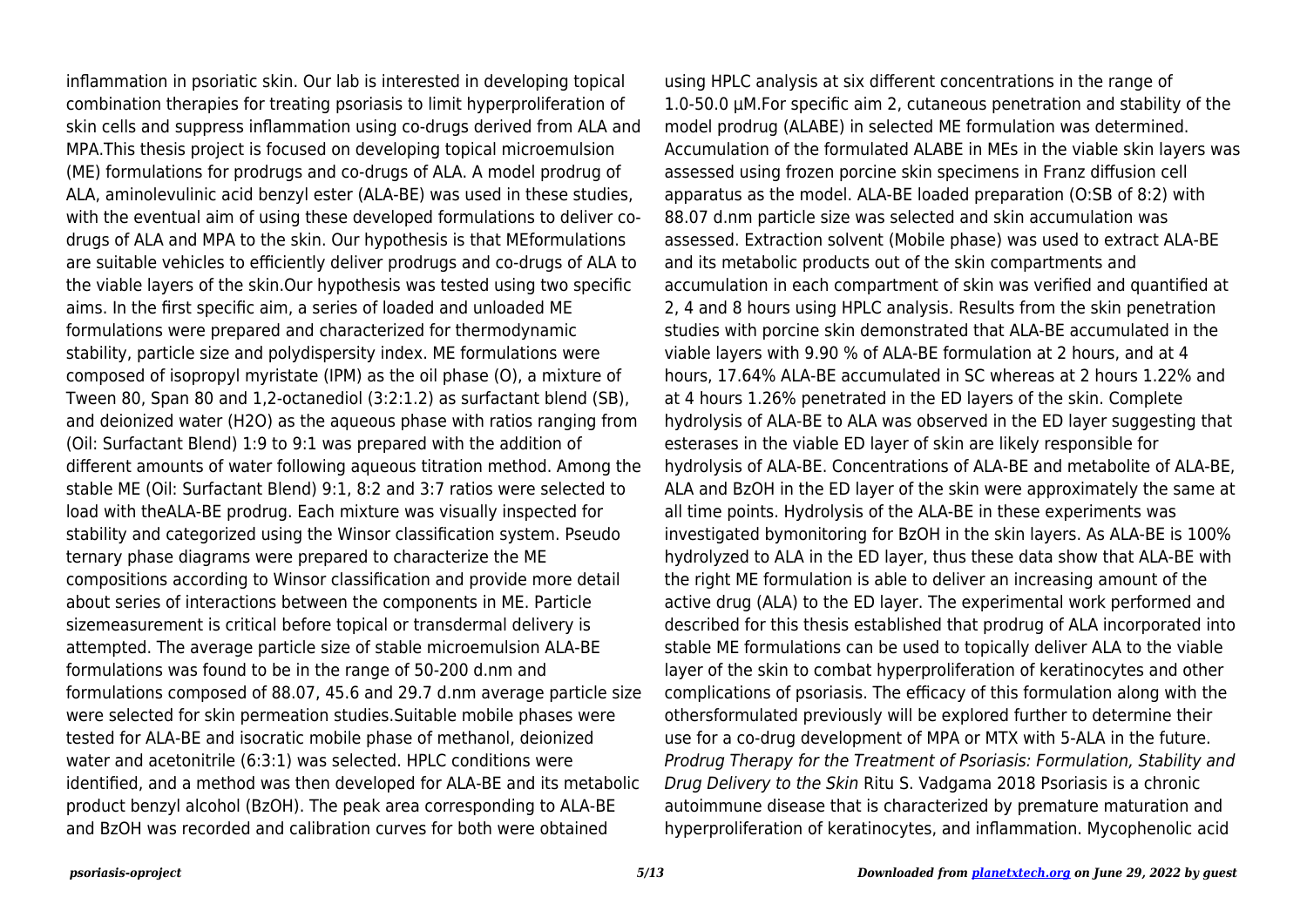inflammation in psoriatic skin. Our lab is interested in developing topical combination therapies for treating psoriasis to limit hyperproliferation of skin cells and suppress inflammation using co-drugs derived from ALA and MPA.This thesis project is focused on developing topical microemulsion (ME) formulations for prodrugs and co-drugs of ALA. A model prodrug of ALA, aminolevulinic acid benzyl ester (ALA-BE) was used in these studies, with the eventual aim of using these developed formulations to deliver co-drugs of ALA and MPA to the skin. Our hypothesis is that MEformulations are suitable vehicles to efficiently deliver prodrugs and co-drugs of ALA to the viable layers of the skin.Our hypothesis was tested using two specific aims. In the first specific aim, a series of loaded and unloaded ME formulations were prepared and characterized for thermodynamic stability, particle size and polydispersity index. ME formulations were composed of isopropyl myristate (IPM) as the oil phase (O), a mixture of Tween 80, Span 80 and 1,2-octanediol (3:2:1.2) as surfactant blend (SB), and deionized water ($H_2O$) as the aqueous phase with ratios ranging from (Oil: Surfactant Blend) 1:9 to 9:1 was prepared with the addition of different amounts of water following aqueous titration method. Among the stable ME (Oil: Surfactant Blend) 9:1, 8:2 and 3:7 ratios were selected to load with theALA-BE prodrug. Each mixture was visually inspected for stability and categorized using the Winsor classification system. Pseudo ternary phase diagrams were prepared to characterize the ME compositions according to Winsor classification and provide more detail about series of interactions between the components in ME. Particle sizemeasurement is critical before topical or transdermal delivery is attempted. The average particle size of stable microemulsion ALA-BE formulations was found to be in the range of 50-200 d.nm and formulations composed of 88.07, 45.6 and 29.7 d.nm average particle size were selected for skin permeation studies.Suitable mobile phases were tested for ALA-BE and isocratic mobile phase of methanol, deionized water and acetonitrile (6:3:1) was selected. HPLC conditions were identified, and a method was then developed for ALA-BE and its metabolic product benzyl alcohol (BzOH). The peak area corresponding to ALA-BE and BzOH was recorded and calibration curves for both were obtained using HPLC analysis at six different concentrations in the range of 1.0-50.0 µM.For specific aim 2, cutaneous penetration and stability of the model prodrug (ALABE) in selected ME formulation was determined. Accumulation of the formulated ALABE in MEs in the viable skin layers was assessed using frozen porcine skin specimens in Franz diffusion cell apparatus as the model. ALA-BE loaded preparation (O:SB of 8:2) with 88.07 d.nm particle size was selected and skin accumulation was assessed. Extraction solvent (Mobile phase) was used to extract ALA-BE and its metabolic products out of the skin compartments and accumulation in each compartment of skin was verified and quantified at 2, 4 and 8 hours using HPLC analysis. Results from the skin penetration studies with porcine skin demonstrated that ALA-BE accumulated in the viable layers with 9.90 % of ALA-BE formulation at 2 hours, and at 4 hours, 17.64% ALA-BE accumulated in SC whereas at 2 hours 1.22% and at 4 hours 1.26% penetrated in the ED layers of the skin. Complete hydrolysis of ALA-BE to ALA was observed in the ED layer suggesting that esterases in the viable ED layer of skin are likely responsible for hydrolysis of ALA-BE. Concentrations of ALA-BE and metabolite of ALA-BE, ALA and BzOH in the ED layer of the skin were approximately the same at all time points. Hydrolysis of the ALA-BE in these experiments was investigated bymonitoring for BzOH in the skin layers. As ALA-BE is 100% hydrolyzed to ALA in the ED layer, thus these data show that ALA-BE with the right ME formulation is able to deliver an increasing amount of the active drug (ALA) to the ED layer. The experimental work performed and described for this thesis established that prodrug of ALA incorporated into stable ME formulations can be used to topically deliver ALA to the viable layer of the skin to combat hyperproliferation of keratinocytes and other complications of psoriasis. The efficacy of this formulation along with the othersformulated previously will be explored further to determine their use for a co-drug development of MPA or MTX with 5-ALA in the future.

*Prodrug Therapy for the Treatment of Psoriasis: Formulation, Stability and Drug Delivery to the Skin* Ritu S. Vadgama 2018 Psoriasis is a chronic autoimmune disease that is characterized by premature maturation and hyperproliferation of keratinocytes, and inflammation. Mycophenolic acid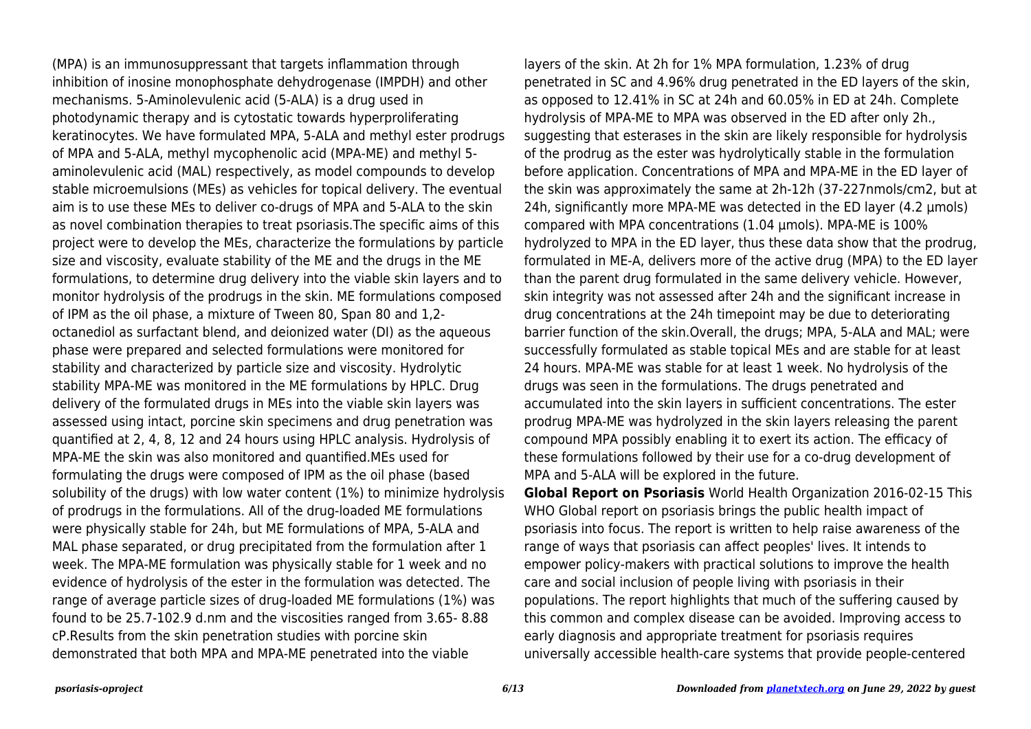(MPA) is an immunosuppressant that targets inflammation through inhibition of inosine monophosphate dehydrogenase (IMPDH) and other mechanisms. 5-Aminolevulenic acid (5-ALA) is a drug used in photodynamic therapy and is cytostatic towards hyperproliferating keratinocytes. We have formulated MPA, 5-ALA and methyl ester prodrugs of MPA and 5-ALA, methyl mycophenolic acid (MPA-ME) and methyl 5-aminolevulenic acid (MAL) respectively, as model compounds to develop stable microemulsions (MEs) as vehicles for topical delivery. The eventual aim is to use these MEs to deliver co-drugs of MPA and 5-ALA to the skin as novel combination therapies to treat psoriasis.The specific aims of this project were to develop the MEs, characterize the formulations by particle size and viscosity, evaluate stability of the ME and the drugs in the ME formulations, to determine drug delivery into the viable skin layers and to monitor hydrolysis of the prodrugs in the skin. ME formulations composed of IPM as the oil phase, a mixture of Tween 80, Span 80 and 1,2-octanediol as surfactant blend, and deionized water (DI) as the aqueous phase were prepared and selected formulations were monitored for stability and characterized by particle size and viscosity. Hydrolytic stability MPA-ME was monitored in the ME formulations by HPLC. Drug delivery of the formulated drugs in MEs into the viable skin layers was assessed using intact, porcine skin specimens and drug penetration was quantified at 2, 4, 8, 12 and 24 hours using HPLC analysis. Hydrolysis of MPA-ME the skin was also monitored and quantified.MEs used for formulating the drugs were composed of IPM as the oil phase (based solubility of the drugs) with low water content (1%) to minimize hydrolysis of prodrugs in the formulations. All of the drug-loaded ME formulations were physically stable for 24h, but ME formulations of MPA, 5-ALA and MAL phase separated, or drug precipitated from the formulation after 1 week. The MPA-ME formulation was physically stable for 1 week and no evidence of hydrolysis of the ester in the formulation was detected. The range of average particle sizes of drug-loaded ME formulations (1%) was found to be 25.7-102.9 d.nm and the viscosities ranged from 3.65- 8.88 cP.Results from the skin penetration studies with porcine skin demonstrated that both MPA and MPA-ME penetrated into the viable layers of the skin. At 2h for 1% MPA formulation, 1.23% of drug penetrated in SC and 4.96% drug penetrated in the ED layers of the skin, as opposed to 12.41% in SC at 24h and 60.05% in ED at 24h. Complete hydrolysis of MPA-ME to MPA was observed in the ED after only 2h., suggesting that esterases in the skin are likely responsible for hydrolysis of the prodrug as the ester was hydrolytically stable in the formulation before application. Concentrations of MPA and MPA-ME in the ED layer of the skin was approximately the same at 2h-12h (37-227nmols/cm2, but at 24h, significantly more MPA-ME was detected in the ED layer (4.2 µmols) compared with MPA concentrations (1.04 µmols). MPA-ME is 100% hydrolyzed to MPA in the ED layer, thus these data show that the prodrug, formulated in ME-A, delivers more of the active drug (MPA) to the ED layer than the parent drug formulated in the same delivery vehicle. However, skin integrity was not assessed after 24h and the significant increase in drug concentrations at the 24h timepoint may be due to deteriorating barrier function of the skin.Overall, the drugs; MPA, 5-ALA and MAL; were successfully formulated as stable topical MEs and are stable for at least 24 hours. MPA-ME was stable for at least 1 week. No hydrolysis of the drugs was seen in the formulations. The drugs penetrated and accumulated into the skin layers in sufficient concentrations. The ester prodrug MPA-ME was hydrolyzed in the skin layers releasing the parent compound MPA possibly enabling it to exert its action. The efficacy of these formulations followed by their use for a co-drug development of MPA and 5-ALA will be explored in the future.

**Global Report on Psoriasis** World Health Organization 2016-02-15 This WHO Global report on psoriasis brings the public health impact of psoriasis into focus. The report is written to help raise awareness of the range of ways that psoriasis can affect peoples' lives. It intends to empower policy-makers with practical solutions to improve the health care and social inclusion of people living with psoriasis in their populations. The report highlights that much of the suffering caused by this common and complex disease can be avoided. Improving access to early diagnosis and appropriate treatment for psoriasis requires universally accessible health-care systems that provide people-centered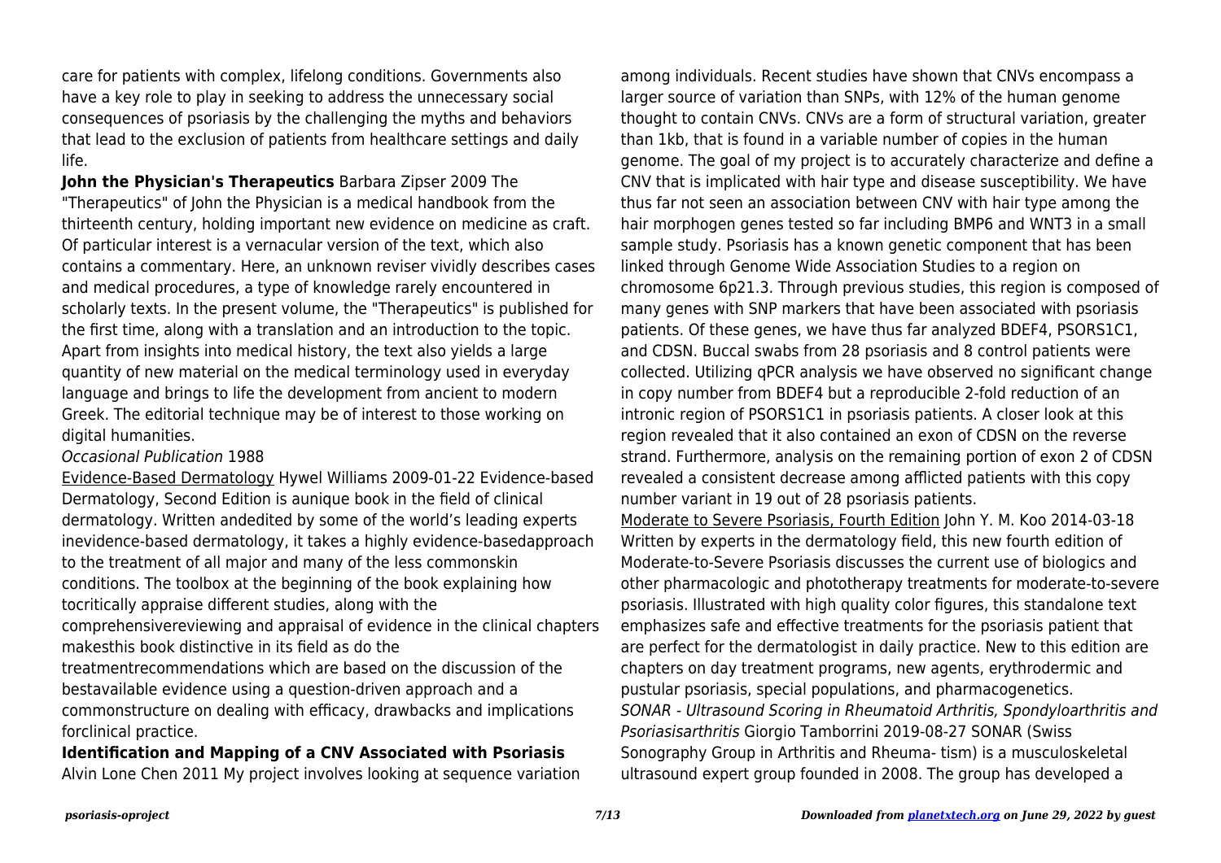care for patients with complex, lifelong conditions. Governments also have a key role to play in seeking to address the unnecessary social consequences of psoriasis by the challenging the myths and behaviors that lead to the exclusion of patients from healthcare settings and daily life.

**John the Physician's Therapeutics** Barbara Zipser 2009 The "Therapeutics" of John the Physician is a medical handbook from the thirteenth century, holding important new evidence on medicine as craft. Of particular interest is a vernacular version of the text, which also contains a commentary. Here, an unknown reviser vividly describes cases and medical procedures, a type of knowledge rarely encountered in scholarly texts. In the present volume, the "Therapeutics" is published for the first time, along with a translation and an introduction to the topic. Apart from insights into medical history, the text also yields a large quantity of new material on the medical terminology used in everyday language and brings to life the development from ancient to modern Greek. The editorial technique may be of interest to those working on digital humanities.

*Occasional Publication* 1988

Evidence-Based Dermatology Hywel Williams 2009-01-22 Evidence-based Dermatology, Second Edition is aunique book in the field of clinical dermatology. Written andedited by some of the world's leading experts inevidence-based dermatology, it takes a highly evidence-basedapproach to the treatment of all major and many of the less commonskin conditions. The toolbox at the beginning of the book explaining how tocritically appraise different studies, along with the comprehensivereviewing and appraisal of evidence in the clinical chapters makesthis book distinctive in its field as do the treatmentrecommendations which are based on the discussion of the bestavailable evidence using a question-driven approach and a commonstructure on dealing with efficacy, drawbacks and implications forclinical practice.

**Identification and Mapping of a CNV Associated with Psoriasis** Alvin Lone Chen 2011 My project involves looking at sequence variation among individuals. Recent studies have shown that CNVs encompass a larger source of variation than SNPs, with 12% of the human genome thought to contain CNVs. CNVs are a form of structural variation, greater than 1kb, that is found in a variable number of copies in the human genome. The goal of my project is to accurately characterize and define a CNV that is implicated with hair type and disease susceptibility. We have thus far not seen an association between CNV with hair type among the hair morphogen genes tested so far including BMP6 and WNT3 in a small sample study. Psoriasis has a known genetic component that has been linked through Genome Wide Association Studies to a region on chromosome 6p21.3. Through previous studies, this region is composed of many genes with SNP markers that have been associated with psoriasis patients. Of these genes, we have thus far analyzed BDEF4, PSORS1C1, and CDSN. Buccal swabs from 28 psoriasis and 8 control patients were collected. Utilizing qPCR analysis we have observed no significant change in copy number from BDEF4 but a reproducible 2-fold reduction of an intronic region of PSORS1C1 in psoriasis patients. A closer look at this region revealed that it also contained an exon of CDSN on the reverse strand. Furthermore, analysis on the remaining portion of exon 2 of CDSN revealed a consistent decrease among afflicted patients with this copy number variant in 19 out of 28 psoriasis patients.

Moderate to Severe Psoriasis, Fourth Edition John Y. M. Koo 2014-03-18 Written by experts in the dermatology field, this new fourth edition of Moderate-to-Severe Psoriasis discusses the current use of biologics and other pharmacologic and phototherapy treatments for moderate-to-severe psoriasis. Illustrated with high quality color figures, this standalone text emphasizes safe and effective treatments for the psoriasis patient that are perfect for the dermatologist in daily practice. New to this edition are chapters on day treatment programs, new agents, erythrodermic and pustular psoriasis, special populations, and pharmacogenetics.

*SONAR - Ultrasound Scoring in Rheumatoid Arthritis, Spondyloarthritis and Psoriasisarthritis* Giorgio Tamborrini 2019-08-27 SONAR (Swiss Sonography Group in Arthritis and Rheuma- tism) is a musculoskeletal ultrasound expert group founded in 2008. The group has developed a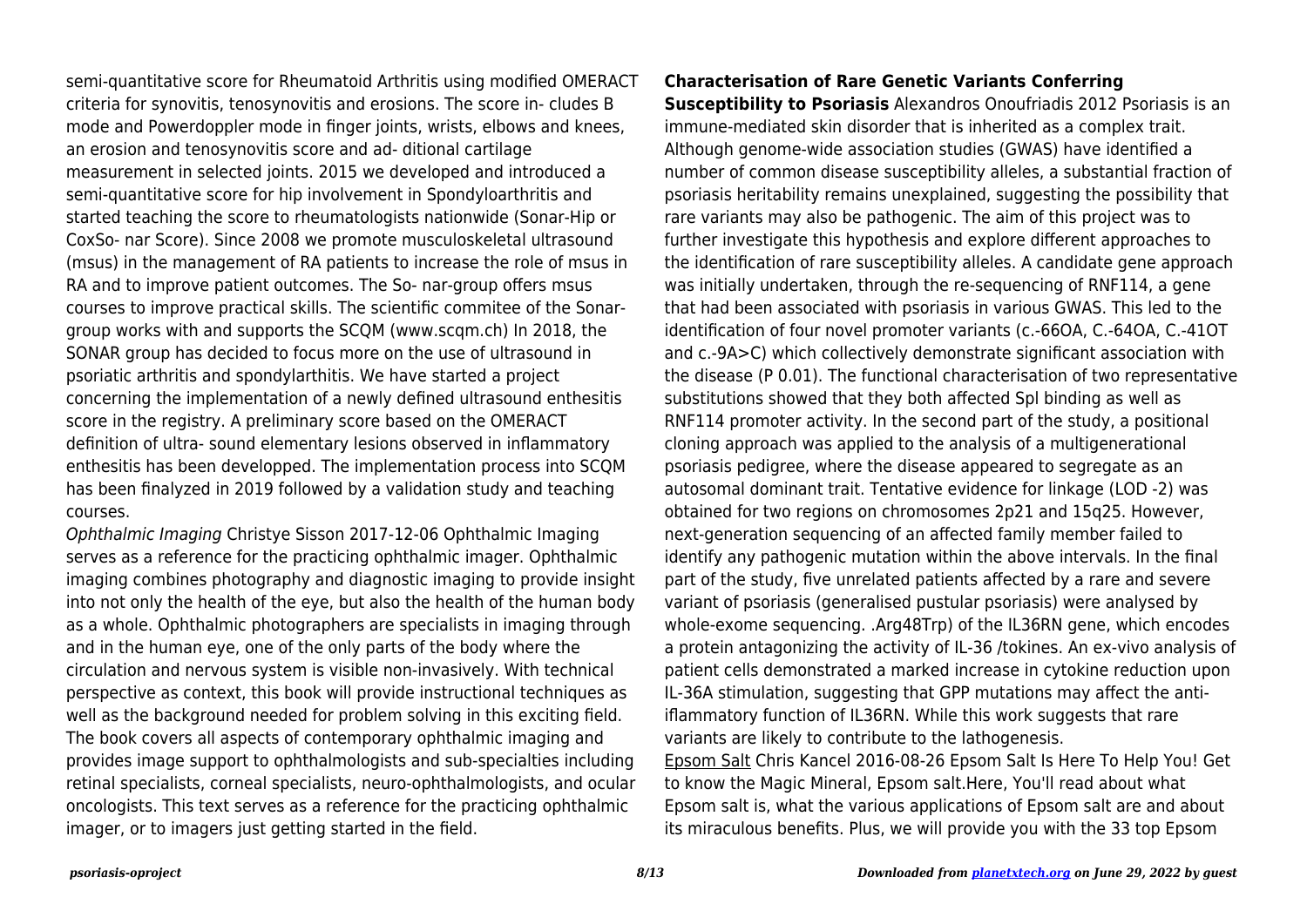semi-quantitative score for Rheumatoid Arthritis using modified OMERACT criteria for synovitis, tenosynovitis and erosions. The score in- cludes B mode and Powerdoppler mode in finger joints, wrists, elbows and knees, an erosion and tenosynovitis score and ad- ditional cartilage measurement in selected joints. 2015 we developed and introduced a semi-quantitative score for hip involvement in Spondyloarthritis and started teaching the score to rheumatologists nationwide (Sonar-Hip or CoxSo- nar Score). Since 2008 we promote musculoskeletal ultrasound (msus) in the management of RA patients to increase the role of msus in RA and to improve patient outcomes. The So- nar-group offers msus courses to improve practical skills. The scientific commitee of the Sonar-group works with and supports the SCQM (www.scqm.ch) In 2018, the SONAR group has decided to focus more on the use of ultrasound in psoriatic arthritis and spondylarthitis. We have started a project concerning the implementation of a newly defined ultrasound enthesitis score in the registry. A preliminary score based on the OMERACT definition of ultra- sound elementary lesions observed in inflammatory enthesitis has been developped. The implementation process into SCQM has been finalyzed in 2019 followed by a validation study and teaching courses.

*Ophthalmic Imaging* Christye Sisson 2017-12-06 Ophthalmic Imaging serves as a reference for the practicing ophthalmic imager. Ophthalmic imaging combines photography and diagnostic imaging to provide insight into not only the health of the eye, but also the health of the human body as a whole. Ophthalmic photographers are specialists in imaging through and in the human eye, one of the only parts of the body where the circulation and nervous system is visible non-invasively. With technical perspective as context, this book will provide instructional techniques as well as the background needed for problem solving in this exciting field. The book covers all aspects of contemporary ophthalmic imaging and provides image support to ophthalmologists and sub-specialties including retinal specialists, corneal specialists, neuro-ophthalmologists, and ocular oncologists. This text serves as a reference for the practicing ophthalmic imager, or to imagers just getting started in the field.

**Characterisation of Rare Genetic Variants Conferring Susceptibility to Psoriasis** Alexandros Onoufriadis 2012 Psoriasis is an immune-mediated skin disorder that is inherited as a complex trait. Although genome-wide association studies (GWAS) have identified a number of common disease susceptibility alleles, a substantial fraction of psoriasis heritability remains unexplained, suggesting the possibility that rare variants may also be pathogenic. The aim of this project was to further investigate this hypothesis and explore different approaches to the identification of rare susceptibility alleles. A candidate gene approach was initially undertaken, through the re-sequencing of RNF114, a gene that had been associated with psoriasis in various GWAS. This led to the identification of four novel promoter variants (c.-66OA, C.-64OA, C.-41OT and c.-9A>C) which collectively demonstrate significant association with the disease (P 0.01). The functional characterisation of two representative substitutions showed that they both affected Spl binding as well as RNF114 promoter activity. In the second part of the study, a positional cloning approach was applied to the analysis of a multigenerational psoriasis pedigree, where the disease appeared to segregate as an autosomal dominant trait. Tentative evidence for linkage (LOD -2) was obtained for two regions on chromosomes 2p21 and 15q25. However, next-generation sequencing of an affected family member failed to identify any pathogenic mutation within the above intervals. In the final part of the study, five unrelated patients affected by a rare and severe variant of psoriasis (generalised pustular psoriasis) were analysed by whole-exome sequencing. .Arg48Trp) of the IL36RN gene, which encodes a protein antagonizing the activity of IL-36 /tokines. An ex-vivo analysis of patient cells demonstrated a marked increase in cytokine reduction upon IL-36A stimulation, suggesting that GPP mutations may affect the anti-iflammatory function of IL36RN. While this work suggests that rare variants are likely to contribute to the lathogenesis.

Epsom Salt Chris Kancel 2016-08-26 Epsom Salt Is Here To Help You! Get to know the Magic Mineral, Epsom salt.Here, You'll read about what Epsom salt is, what the various applications of Epsom salt are and about its miraculous benefits. Plus, we will provide you with the 33 top Epsom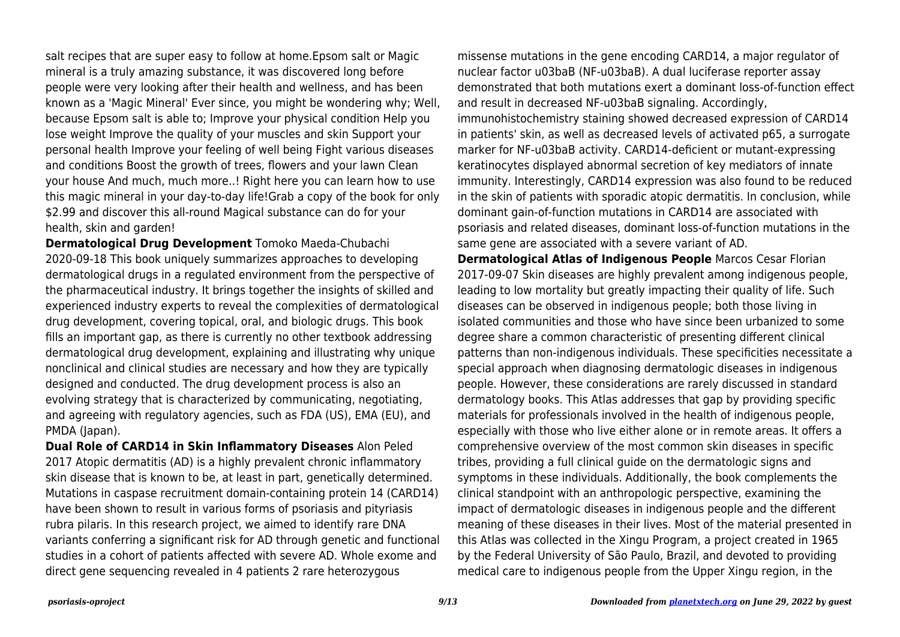salt recipes that are super easy to follow at home.Epsom salt or Magic mineral is a truly amazing substance, it was discovered long before people were very looking after their health and wellness, and has been known as a 'Magic Mineral' Ever since, you might be wondering why; Well, because Epsom salt is able to; Improve your physical condition Help you lose weight Improve the quality of your muscles and skin Support your personal health Improve your feeling of well being Fight various diseases and conditions Boost the growth of trees, flowers and your lawn Clean your house And much, much more..! Right here you can learn how to use this magic mineral in your day-to-day life!Grab a copy of the book for only $2.99 and discover this all-round Magical substance can do for your health, skin and garden!

**Dermatological Drug Development** Tomoko Maeda-Chubachi 2020-09-18 This book uniquely summarizes approaches to developing dermatological drugs in a regulated environment from the perspective of the pharmaceutical industry. It brings together the insights of skilled and experienced industry experts to reveal the complexities of dermatological drug development, covering topical, oral, and biologic drugs. This book fills an important gap, as there is currently no other textbook addressing dermatological drug development, explaining and illustrating why unique nonclinical and clinical studies are necessary and how they are typically designed and conducted. The drug development process is also an evolving strategy that is characterized by communicating, negotiating, and agreeing with regulatory agencies, such as FDA (US), EMA (EU), and PMDA (Japan).

**Dual Role of CARD14 in Skin Inflammatory Diseases** Alon Peled 2017 Atopic dermatitis (AD) is a highly prevalent chronic inflammatory skin disease that is known to be, at least in part, genetically determined. Mutations in caspase recruitment domain-containing protein 14 (CARD14) have been shown to result in various forms of psoriasis and pityriasis rubra pilaris. In this research project, we aimed to identify rare DNA variants conferring a significant risk for AD through genetic and functional studies in a cohort of patients affected with severe AD. Whole exome and direct gene sequencing revealed in 4 patients 2 rare heterozygous missense mutations in the gene encoding CARD14, a major regulator of nuclear factor u03baB (NF-u03baB). A dual luciferase reporter assay demonstrated that both mutations exert a dominant loss-of-function effect and result in decreased NF-u03baB signaling. Accordingly, immunohistochemistry staining showed decreased expression of CARD14 in patients' skin, as well as decreased levels of activated p65, a surrogate marker for NF-u03baB activity. CARD14-deficient or mutant-expressing keratinocytes displayed abnormal secretion of key mediators of innate immunity. Interestingly, CARD14 expression was also found to be reduced in the skin of patients with sporadic atopic dermatitis. In conclusion, while dominant gain-of-function mutations in CARD14 are associated with psoriasis and related diseases, dominant loss-of-function mutations in the same gene are associated with a severe variant of AD.

**Dermatological Atlas of Indigenous People** Marcos Cesar Florian 2017-09-07 Skin diseases are highly prevalent among indigenous people, leading to low mortality but greatly impacting their quality of life. Such diseases can be observed in indigenous people; both those living in isolated communities and those who have since been urbanized to some degree share a common characteristic of presenting different clinical patterns than non-indigenous individuals. These specificities necessitate a special approach when diagnosing dermatologic diseases in indigenous people. However, these considerations are rarely discussed in standard dermatology books. This Atlas addresses that gap by providing specific materials for professionals involved in the health of indigenous people, especially with those who live either alone or in remote areas. It offers a comprehensive overview of the most common skin diseases in specific tribes, providing a full clinical guide on the dermatologic signs and symptoms in these individuals. Additionally, the book complements the clinical standpoint with an anthropologic perspective, examining the impact of dermatologic diseases in indigenous people and the different meaning of these diseases in their lives. Most of the material presented in this Atlas was collected in the Xingu Program, a project created in 1965 by the Federal University of São Paulo, Brazil, and devoted to providing medical care to indigenous people from the Upper Xingu region, in the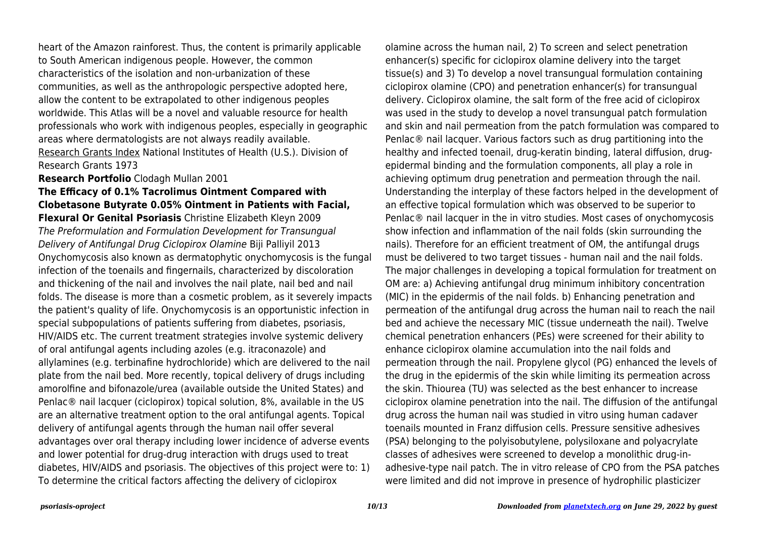heart of the Amazon rainforest. Thus, the content is primarily applicable to South American indigenous people. However, the common characteristics of the isolation and non-urbanization of these communities, as well as the anthropologic perspective adopted here, allow the content to be extrapolated to other indigenous peoples worldwide. This Atlas will be a novel and valuable resource for health professionals who work with indigenous peoples, especially in geographic areas where dermatologists are not always readily available.

Research Grants Index National Institutes of Health (U.S.). Division of Research Grants 1973

**Research Portfolio** Clodagh Mullan 2001

**The Efficacy of 0.1% Tacrolimus Ointment Compared with Clobetasone Butyrate 0.05% Ointment in Patients with Facial, Flexural Or Genital Psoriasis** Christine Elizabeth Kleyn 2009

*The Preformulation and Formulation Development for Transungual Delivery of Antifungal Drug Ciclopirox Olamine* Biji Palliyil 2013

Onychomycosis also known as dermatophytic onychomycosis is the fungal infection of the toenails and fingernails, characterized by discoloration and thickening of the nail and involves the nail plate, nail bed and nail folds. The disease is more than a cosmetic problem, as it severely impacts the patient's quality of life. Onychomycosis is an opportunistic infection in special subpopulations of patients suffering from diabetes, psoriasis, HIV/AIDS etc. The current treatment strategies involve systemic delivery of oral antifungal agents including azoles (e.g. itraconazole) and allylamines (e.g. terbinafine hydrochloride) which are delivered to the nail plate from the nail bed. More recently, topical delivery of drugs including amorolfine and bifonazole/urea (available outside the United States) and Penlac® nail lacquer (ciclopirox) topical solution, 8%, available in the US are an alternative treatment option to the oral antifungal agents. Topical delivery of antifungal agents through the human nail offer several advantages over oral therapy including lower incidence of adverse events and lower potential for drug-drug interaction with drugs used to treat diabetes, HIV/AIDS and psoriasis. The objectives of this project were to: 1) To determine the critical factors affecting the delivery of ciclopirox olamine across the human nail, 2) To screen and select penetration enhancer(s) specific for ciclopirox olamine delivery into the target tissue(s) and 3) To develop a novel transungual formulation containing ciclopirox olamine (CPO) and penetration enhancer(s) for transungual delivery. Ciclopirox olamine, the salt form of the free acid of ciclopirox was used in the study to develop a novel transungual patch formulation and skin and nail permeation from the patch formulation was compared to Penlac® nail lacquer. Various factors such as drug partitioning into the healthy and infected toenail, drug-keratin binding, lateral diffusion, drug-epidermal binding and the formulation components, all play a role in achieving optimum drug penetration and permeation through the nail. Understanding the interplay of these factors helped in the development of an effective topical formulation which was observed to be superior to Penlac® nail lacquer in the in vitro studies. Most cases of onychomycosis show infection and inflammation of the nail folds (skin surrounding the nails). Therefore for an efficient treatment of OM, the antifungal drugs must be delivered to two target tissues - human nail and the nail folds. The major challenges in developing a topical formulation for treatment on OM are: a) Achieving antifungal drug minimum inhibitory concentration (MIC) in the epidermis of the nail folds. b) Enhancing penetration and permeation of the antifungal drug across the human nail to reach the nail bed and achieve the necessary MIC (tissue underneath the nail). Twelve chemical penetration enhancers (PEs) were screened for their ability to enhance ciclopirox olamine accumulation into the nail folds and permeation through the nail. Propylene glycol (PG) enhanced the levels of the drug in the epidermis of the skin while limiting its permeation across the skin. Thiourea (TU) was selected as the best enhancer to increase ciclopirox olamine penetration into the nail. The diffusion of the antifungal drug across the human nail was studied in vitro using human cadaver toenails mounted in Franz diffusion cells. Pressure sensitive adhesives (PSA) belonging to the polyisobutylene, polysiloxane and polyacrylate classes of adhesives were screened to develop a monolithic drug-in-adhesive-type nail patch. The in vitro release of CPO from the PSA patches were limited and did not improve in presence of hydrophilic plasticizer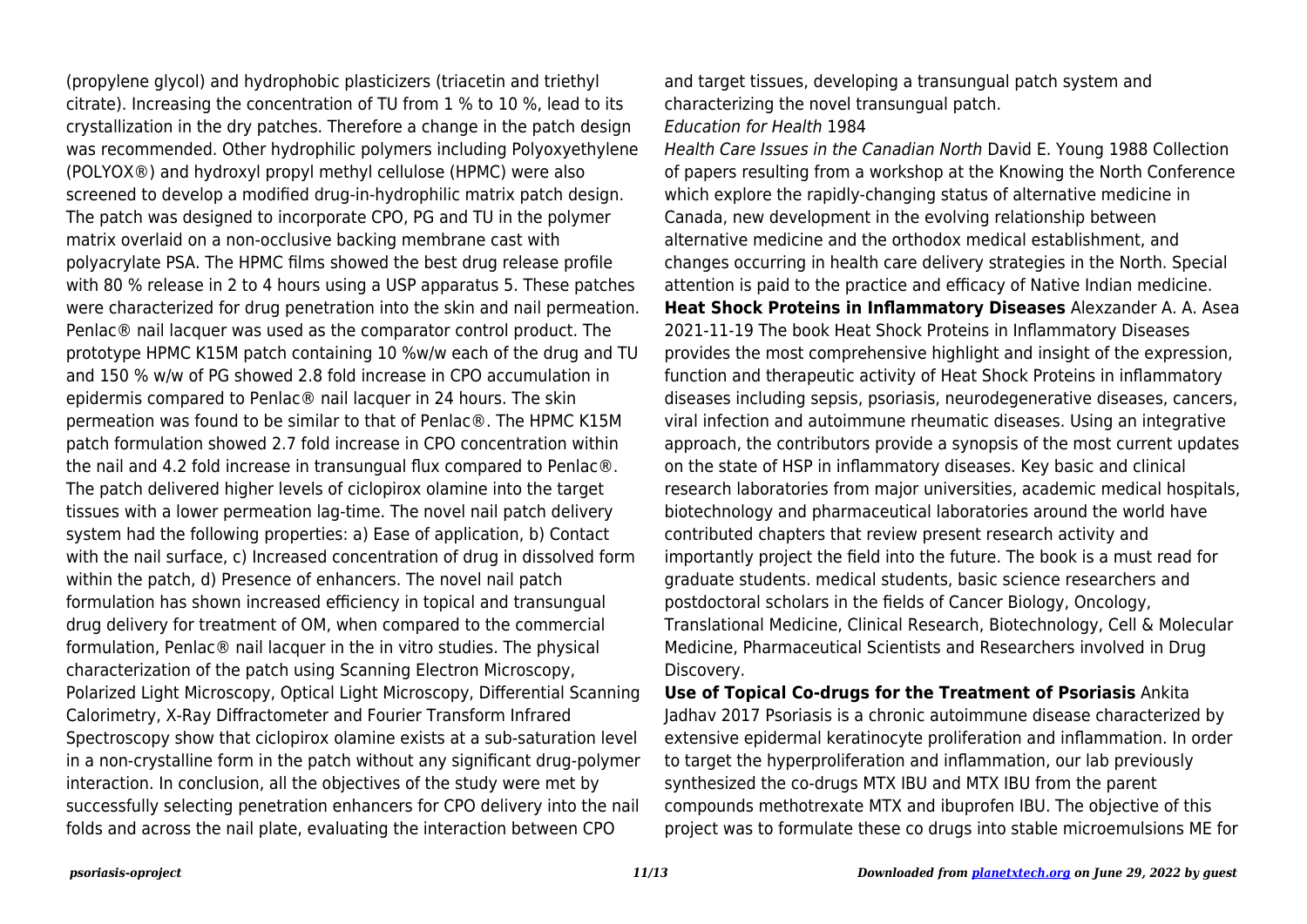(propylene glycol) and hydrophobic plasticizers (triacetin and triethyl citrate). Increasing the concentration of TU from 1 % to 10 %, lead to its crystallization in the dry patches. Therefore a change in the patch design was recommended. Other hydrophilic polymers including Polyoxyethylene (POLYOX®) and hydroxyl propyl methyl cellulose (HPMC) were also screened to develop a modified drug-in-hydrophilic matrix patch design. The patch was designed to incorporate CPO, PG and TU in the polymer matrix overlaid on a non-occlusive backing membrane cast with polyacrylate PSA. The HPMC films showed the best drug release profile with 80 % release in 2 to 4 hours using a USP apparatus 5. These patches were characterized for drug penetration into the skin and nail permeation. Penlac® nail lacquer was used as the comparator control product. The prototype HPMC K15M patch containing 10 %w/w each of the drug and TU and 150 % w/w of PG showed 2.8 fold increase in CPO accumulation in epidermis compared to Penlac® nail lacquer in 24 hours. The skin permeation was found to be similar to that of Penlac®. The HPMC K15M patch formulation showed 2.7 fold increase in CPO concentration within the nail and 4.2 fold increase in transungual flux compared to Penlac®. The patch delivered higher levels of ciclopirox olamine into the target tissues with a lower permeation lag-time. The novel nail patch delivery system had the following properties: a) Ease of application, b) Contact with the nail surface, c) Increased concentration of drug in dissolved form within the patch, d) Presence of enhancers. The novel nail patch formulation has shown increased efficiency in topical and transungual drug delivery for treatment of OM, when compared to the commercial formulation, Penlac® nail lacquer in the in vitro studies. The physical characterization of the patch using Scanning Electron Microscopy, Polarized Light Microscopy, Optical Light Microscopy, Differential Scanning Calorimetry, X-Ray Diffractometer and Fourier Transform Infrared Spectroscopy show that ciclopirox olamine exists at a sub-saturation level in a non-crystalline form in the patch without any significant drug-polymer interaction. In conclusion, all the objectives of the study were met by successfully selecting penetration enhancers for CPO delivery into the nail folds and across the nail plate, evaluating the interaction between CPO and target tissues, developing a transungual patch system and characterizing the novel transungual patch.

*Education for Health* 1984

*Health Care Issues in the Canadian North* David E. Young 1988 Collection of papers resulting from a workshop at the Knowing the North Conference which explore the rapidly-changing status of alternative medicine in Canada, new development in the evolving relationship between alternative medicine and the orthodox medical establishment, and changes occurring in health care delivery strategies in the North. Special attention is paid to the practice and efficacy of Native Indian medicine.

**Heat Shock Proteins in Inflammatory Diseases** Alexzander A. A. Asea 2021-11-19 The book Heat Shock Proteins in Inflammatory Diseases provides the most comprehensive highlight and insight of the expression, function and therapeutic activity of Heat Shock Proteins in inflammatory diseases including sepsis, psoriasis, neurodegenerative diseases, cancers, viral infection and autoimmune rheumatic diseases. Using an integrative approach, the contributors provide a synopsis of the most current updates on the state of HSP in inflammatory diseases. Key basic and clinical research laboratories from major universities, academic medical hospitals, biotechnology and pharmaceutical laboratories around the world have contributed chapters that review present research activity and importantly project the field into the future. The book is a must read for graduate students. medical students, basic science researchers and postdoctoral scholars in the fields of Cancer Biology, Oncology, Translational Medicine, Clinical Research, Biotechnology, Cell & Molecular Medicine, Pharmaceutical Scientists and Researchers involved in Drug Discovery.

**Use of Topical Co-drugs for the Treatment of Psoriasis** Ankita Jadhav 2017 Psoriasis is a chronic autoimmune disease characterized by extensive epidermal keratinocyte proliferation and inflammation. In order to target the hyperproliferation and inflammation, our lab previously synthesized the co-drugs MTX IBU and MTX IBU from the parent compounds methotrexate MTX and ibuprofen IBU. The objective of this project was to formulate these co drugs into stable microemulsions ME for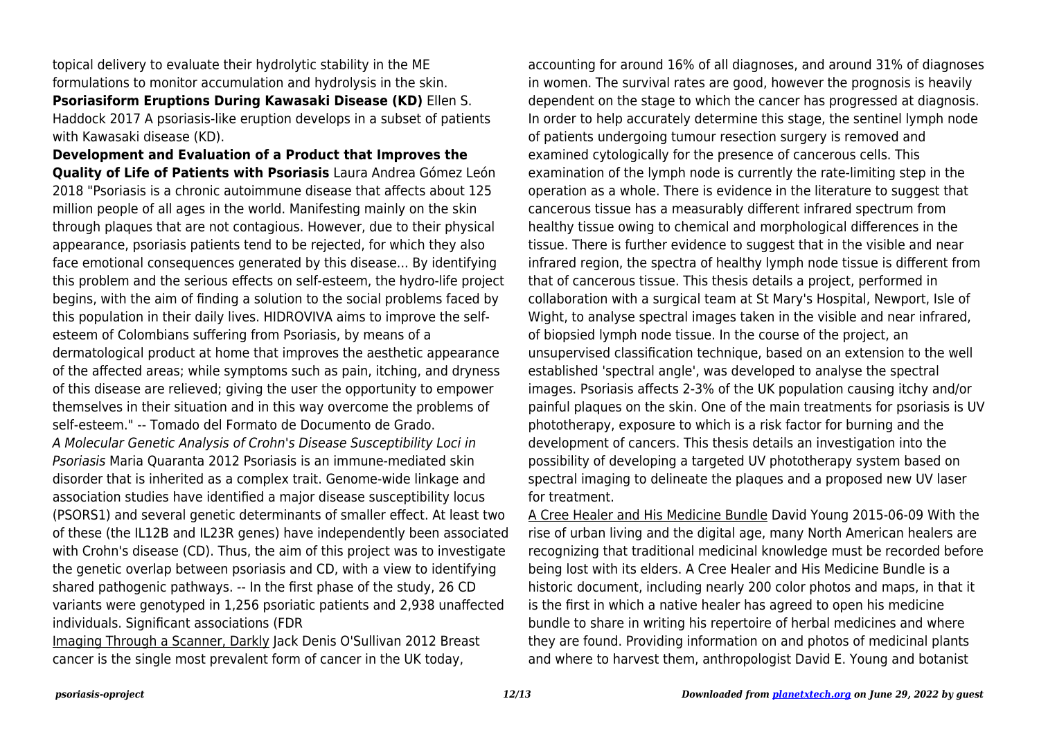topical delivery to evaluate their hydrolytic stability in the ME formulations to monitor accumulation and hydrolysis in the skin.

**Psoriasiform Eruptions During Kawasaki Disease (KD)** Ellen S. Haddock 2017 A psoriasis-like eruption develops in a subset of patients with Kawasaki disease (KD).

**Development and Evaluation of a Product that Improves the Quality of Life of Patients with Psoriasis** Laura Andrea Gómez León 2018 "Psoriasis is a chronic autoimmune disease that affects about 125 million people of all ages in the world. Manifesting mainly on the skin through plaques that are not contagious. However, due to their physical appearance, psoriasis patients tend to be rejected, for which they also face emotional consequences generated by this disease... By identifying this problem and the serious effects on self-esteem, the hydro-life project begins, with the aim of finding a solution to the social problems faced by this population in their daily lives. HIDROVIVA aims to improve the self-esteem of Colombians suffering from Psoriasis, by means of a dermatological product at home that improves the aesthetic appearance of the affected areas; while symptoms such as pain, itching, and dryness of this disease are relieved; giving the user the opportunity to empower themselves in their situation and in this way overcome the problems of self-esteem." -- Tomado del Formato de Documento de Grado.

*A Molecular Genetic Analysis of Crohn's Disease Susceptibility Loci in Psoriasis* Maria Quaranta 2012 Psoriasis is an immune-mediated skin disorder that is inherited as a complex trait. Genome-wide linkage and association studies have identified a major disease susceptibility locus (PSORS1) and several genetic determinants of smaller effect. At least two of these (the IL12B and IL23R genes) have independently been associated with Crohn's disease (CD). Thus, the aim of this project was to investigate the genetic overlap between psoriasis and CD, with a view to identifying shared pathogenic pathways. -- In the first phase of the study, 26 CD variants were genotyped in 1,256 psoriatic patients and 2,938 unaffected individuals. Significant associations (FDR

Imaging Through a Scanner, Darkly Jack Denis O'Sullivan 2012 Breast cancer is the single most prevalent form of cancer in the UK today, accounting for around 16% of all diagnoses, and around 31% of diagnoses in women. The survival rates are good, however the prognosis is heavily dependent on the stage to which the cancer has progressed at diagnosis. In order to help accurately determine this stage, the sentinel lymph node of patients undergoing tumour resection surgery is removed and examined cytologically for the presence of cancerous cells. This examination of the lymph node is currently the rate-limiting step in the operation as a whole. There is evidence in the literature to suggest that cancerous tissue has a measurably different infrared spectrum from healthy tissue owing to chemical and morphological differences in the tissue. There is further evidence to suggest that in the visible and near infrared region, the spectra of healthy lymph node tissue is different from that of cancerous tissue. This thesis details a project, performed in collaboration with a surgical team at St Mary's Hospital, Newport, Isle of Wight, to analyse spectral images taken in the visible and near infrared, of biopsied lymph node tissue. In the course of the project, an unsupervised classification technique, based on an extension to the well established 'spectral angle', was developed to analyse the spectral images. Psoriasis affects 2-3% of the UK population causing itchy and/or painful plaques on the skin. One of the main treatments for psoriasis is UV phototherapy, exposure to which is a risk factor for burning and the development of cancers. This thesis details an investigation into the possibility of developing a targeted UV phototherapy system based on spectral imaging to delineate the plaques and a proposed new UV laser for treatment.

A Cree Healer and His Medicine Bundle David Young 2015-06-09 With the rise of urban living and the digital age, many North American healers are recognizing that traditional medicinal knowledge must be recorded before being lost with its elders. A Cree Healer and His Medicine Bundle is a historic document, including nearly 200 color photos and maps, in that it is the first in which a native healer has agreed to open his medicine bundle to share in writing his repertoire of herbal medicines and where they are found. Providing information on and photos of medicinal plants and where to harvest them, anthropologist David E. Young and botanist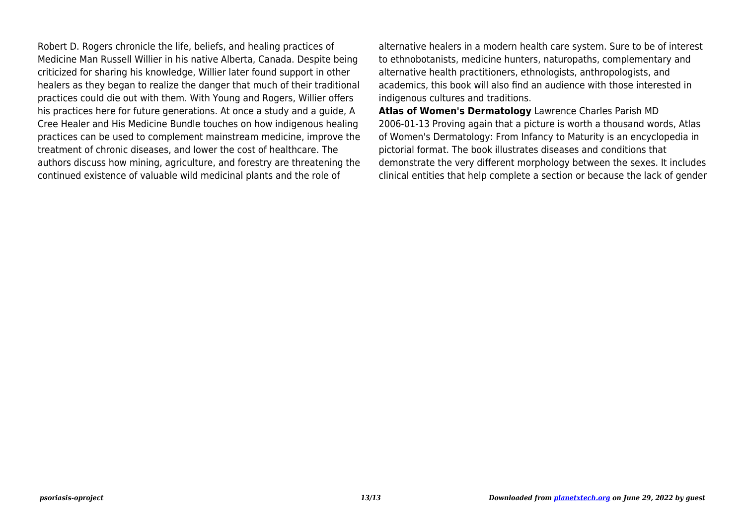Robert D. Rogers chronicle the life, beliefs, and healing practices of Medicine Man Russell Willier in his native Alberta, Canada. Despite being criticized for sharing his knowledge, Willier later found support in other healers as they began to realize the danger that much of their traditional practices could die out with them. With Young and Rogers, Willier offers his practices here for future generations. At once a study and a guide, A Cree Healer and His Medicine Bundle touches on how indigenous healing practices can be used to complement mainstream medicine, improve the treatment of chronic diseases, and lower the cost of healthcare. The authors discuss how mining, agriculture, and forestry are threatening the continued existence of valuable wild medicinal plants and the role of alternative healers in a modern health care system. Sure to be of interest to ethnobotanists, medicine hunters, naturopaths, complementary and alternative health practitioners, ethnologists, anthropologists, and academics, this book will also find an audience with those interested in indigenous cultures and traditions.

**Atlas of Women's Dermatology** Lawrence Charles Parish MD 2006-01-13 Proving again that a picture is worth a thousand words, Atlas of Women's Dermatology: From Infancy to Maturity is an encyclopedia in pictorial format. The book illustrates diseases and conditions that demonstrate the very different morphology between the sexes. It includes clinical entities that help complete a section or because the lack of gender